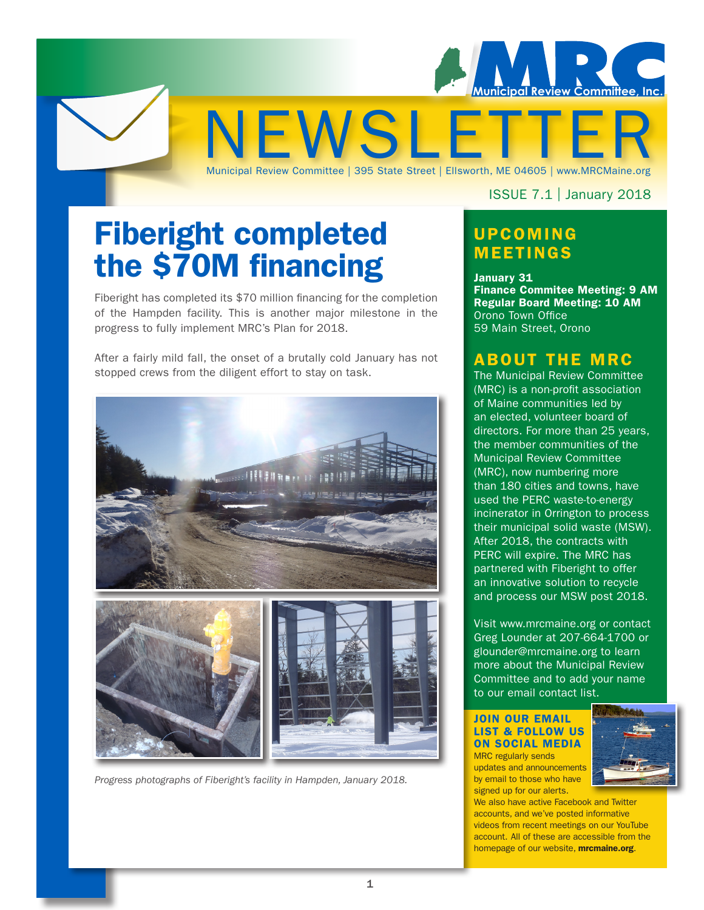# NEWSLETTER

Municipal Review Committee | 395 State Street | Ellsworth, ME 04605 | www.MRCMaine.org

ISSUE 7.1 | January 2018

## Fiberight completed the $70M financing

Fiberight has completed its $70 million financing for the completion of the Hampden facility. This is another major milestone in the progress to fully implement MRC's Plan for 2018.

After a fairly mild fall, the onset of a brutally cold January has not stopped crews from the diligent effort to stay on task.

*Progress photographs of Fiberight's facility in Hampden, January 2018.*

## UPCOMING MEETINGS

**January 31**
**Finance Commitee Meeting: 9 AM**
**Regular Board Meeting: 10 AM**
Orono Town Office
59 Main Street, Orono

## ABOUT THE MRC

The Municipal Review Committee (MRC) is a non-profit association of Maine communities led by an elected, volunteer board of directors. For more than 25 years, the member communities of the Municipal Review Committee (MRC), now numbering more than 180 cities and towns, have used the PERC waste-to-energy incinerator in Orrington to process their municipal solid waste (MSW). After 2018, the contracts with PERC will expire. The MRC has partnered with Fiberight to offer an innovative solution to recycle and process our MSW post 2018.

Visit www.mrcmaine.org or contact Greg Lounder at 207-664-1700 or glounder@mrcmaine.org to learn more about the Municipal Review Committee and to add your name to our email contact list.

### JOIN OUR EMAIL LIST & FOLLOW US ON SOCIAL MEDIA

MRC regularly sends updates and announcements by email to those who have signed up for our alerts. We also have active Facebook and Twitter accounts, and we've posted informative videos from recent meetings on our YouTube account. All of these are accessible from the homepage of our website, **mrcmaine.org**.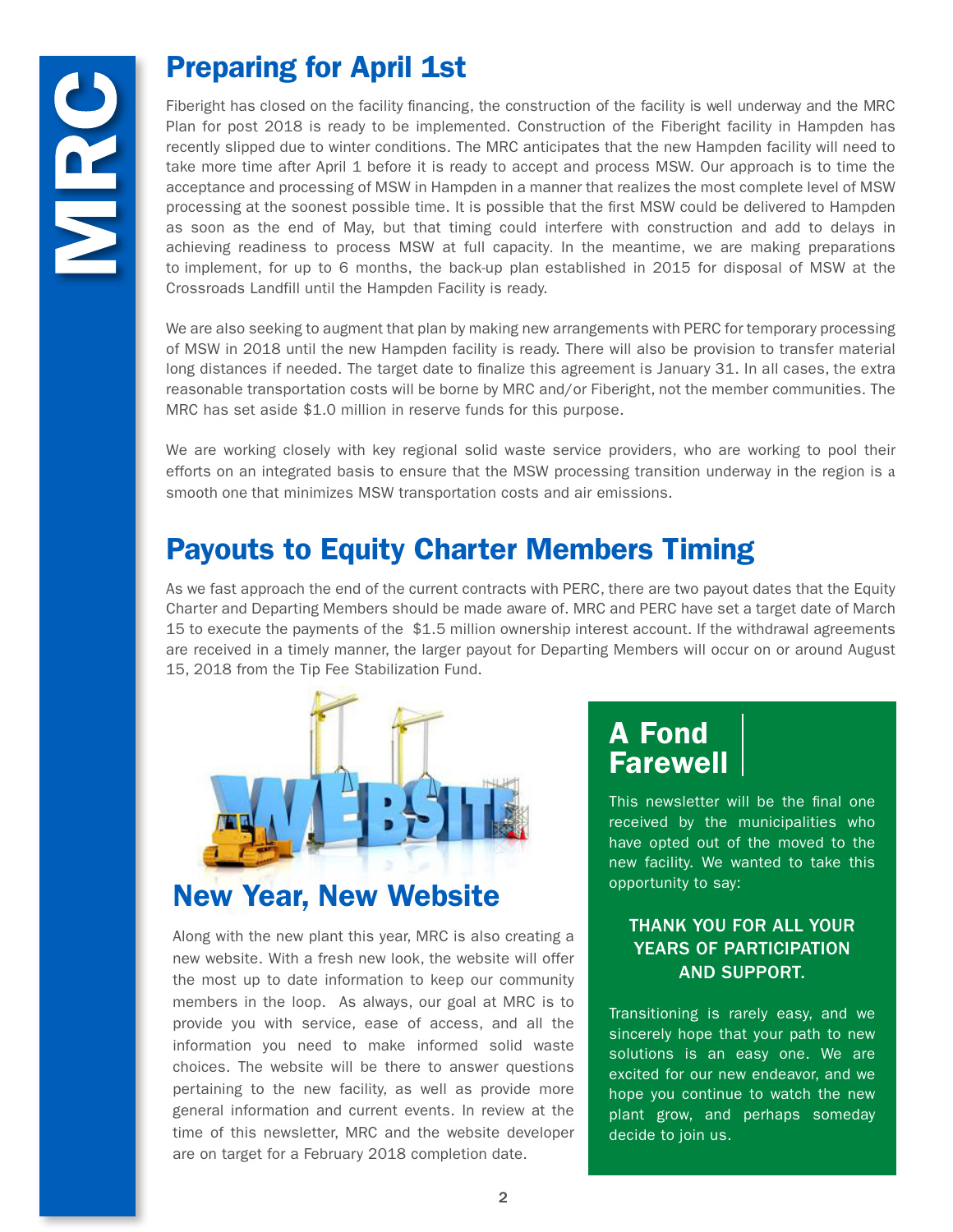# MRC

## Preparing for April 1st

Fiberight has closed on the facility financing, the construction of the facility is well underway and the MRC Plan for post 2018 is ready to be implemented. Construction of the Fiberight facility in Hampden has recently slipped due to winter conditions. The MRC anticipates that the new Hampden facility will need to take more time after April 1 before it is ready to accept and process MSW. Our approach is to time the acceptance and processing of MSW in Hampden in a manner that realizes the most complete level of MSW processing at the soonest possible time. It is possible that the first MSW could be delivered to Hampden as soon as the end of May, but that timing could interfere with construction and add to delays in achieving readiness to process MSW at full capacity. In the meantime, we are making preparations to implement, for up to 6 months, the back-up plan established in 2015 for disposal of MSW at the Crossroads Landfill until the Hampden Facility is ready.

We are also seeking to augment that plan by making new arrangements with PERC for temporary processing of MSW in 2018 until the new Hampden facility is ready. There will also be provision to transfer material long distances if needed. The target date to finalize this agreement is January 31. In all cases, the extra reasonable transportation costs will be borne by MRC and/or Fiberight, not the member communities. The MRC has set aside $1.0 million in reserve funds for this purpose.

We are working closely with key regional solid waste service providers, who are working to pool their efforts on an integrated basis to ensure that the MSW processing transition underway in the region is a smooth one that minimizes MSW transportation costs and air emissions.

## Payouts to Equity Charter Members Timing

As we fast approach the end of the current contracts with PERC, there are two payout dates that the Equity Charter and Departing Members should be made aware of. MRC and PERC have set a target date of March 15 to execute the payments of the $1.5 million ownership interest account. If the withdrawal agreements are received in a timely manner, the larger payout for Departing Members will occur on or around August 15, 2018 from the Tip Fee Stabilization Fund.

## New Year, New Website

Along with the new plant this year, MRC is also creating a new website. With a fresh new look, the website will offer the most up to date information to keep our community members in the loop. As always, our goal at MRC is to provide you with service, ease of access, and all the information you need to make informed solid waste choices. The website will be there to answer questions pertaining to the new facility, as well as provide more general information and current events. In review at the time of this newsletter, MRC and the website developer are on target for a February 2018 completion date.

## A Fond Farewell

This newsletter will be the final one received by the municipalities who have opted out of the moved to the new facility. We wanted to take this opportunity to say:

**THANK YOU FOR ALL YOUR YEARS OF PARTICIPATION AND SUPPORT.**

Transitioning is rarely easy, and we sincerely hope that your path to new solutions is an easy one. We are excited for our new endeavor, and we hope you continue to watch the new plant grow, and perhaps someday decide to join us.